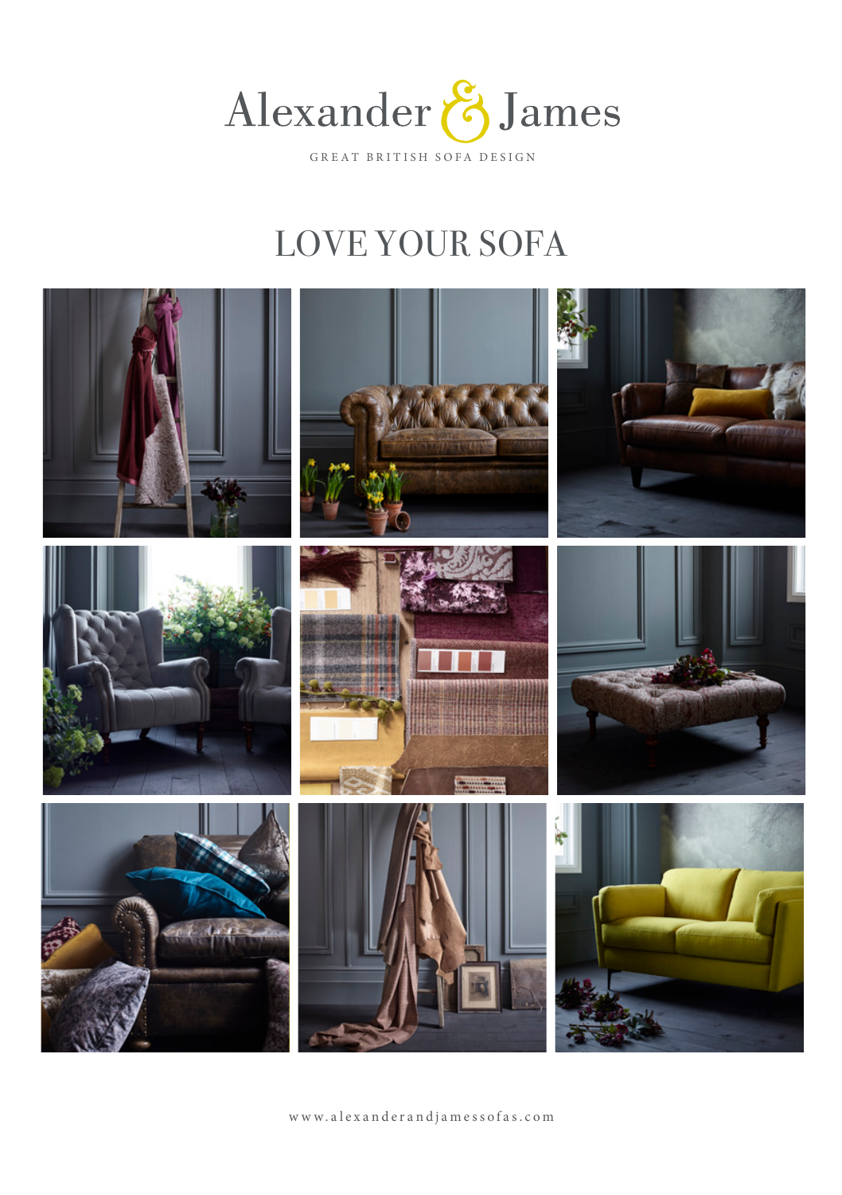# Alexander & James

GREAT BRITISH SOFA DESIGN

## LOVE YOUR SOFA

www.alexanderandjamessofas.com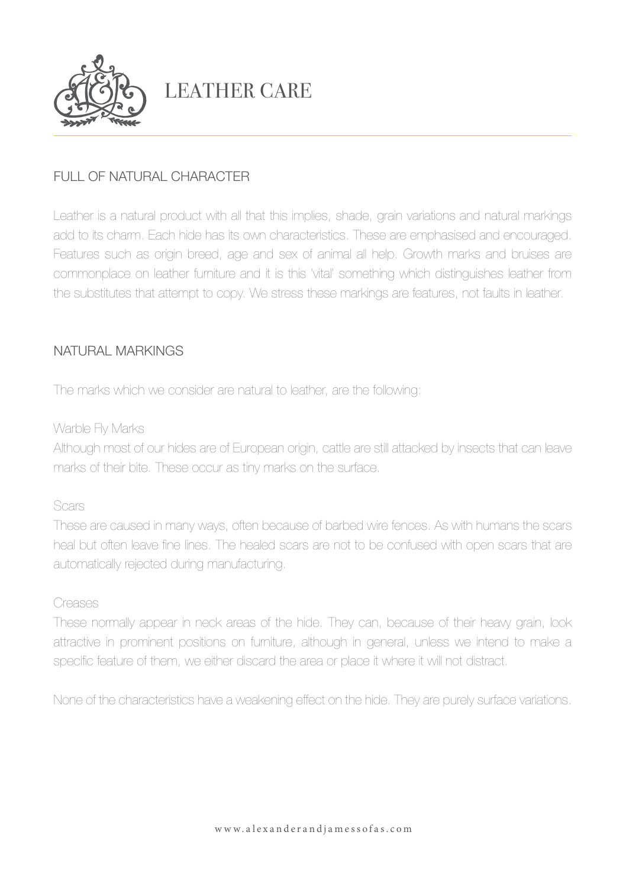# LEATHER CARE

## FULL OF NATURAL CHARACTER

Leather is a natural product with all that this implies, shade, grain variations and natural markings add to its charm. Each hide has its own characteristics. These are emphasised and encouraged. Features such as origin breed, age and sex of animal all help. Growth marks and bruises are commonplace on leather furniture and it is this 'vital' something which distinguishes leather from the substitutes that attempt to copy. We stress these markings are features, not faults in leather.

## NATURAL MARKINGS

The marks which we consider are natural to leather, are the following:

### Warble Fly Marks

Although most of our hides are of European origin, cattle are still attacked by insects that can leave marks of their bite. These occur as tiny marks on the surface.

### Scars

These are caused in many ways, often because of barbed wire fences. As with humans the scars heal but often leave fine lines. The healed scars are not to be confused with open scars that are automatically rejected during manufacturing.

### Creases

These normally appear in neck areas of the hide. They can, because of their heavy grain, look attractive in prominent positions on furniture, although in general, unless we intend to make a specific feature of them, we either discard the area or place it where it will not distract.

None of the characteristics have a weakening effect on the hide. They are purely surface variations.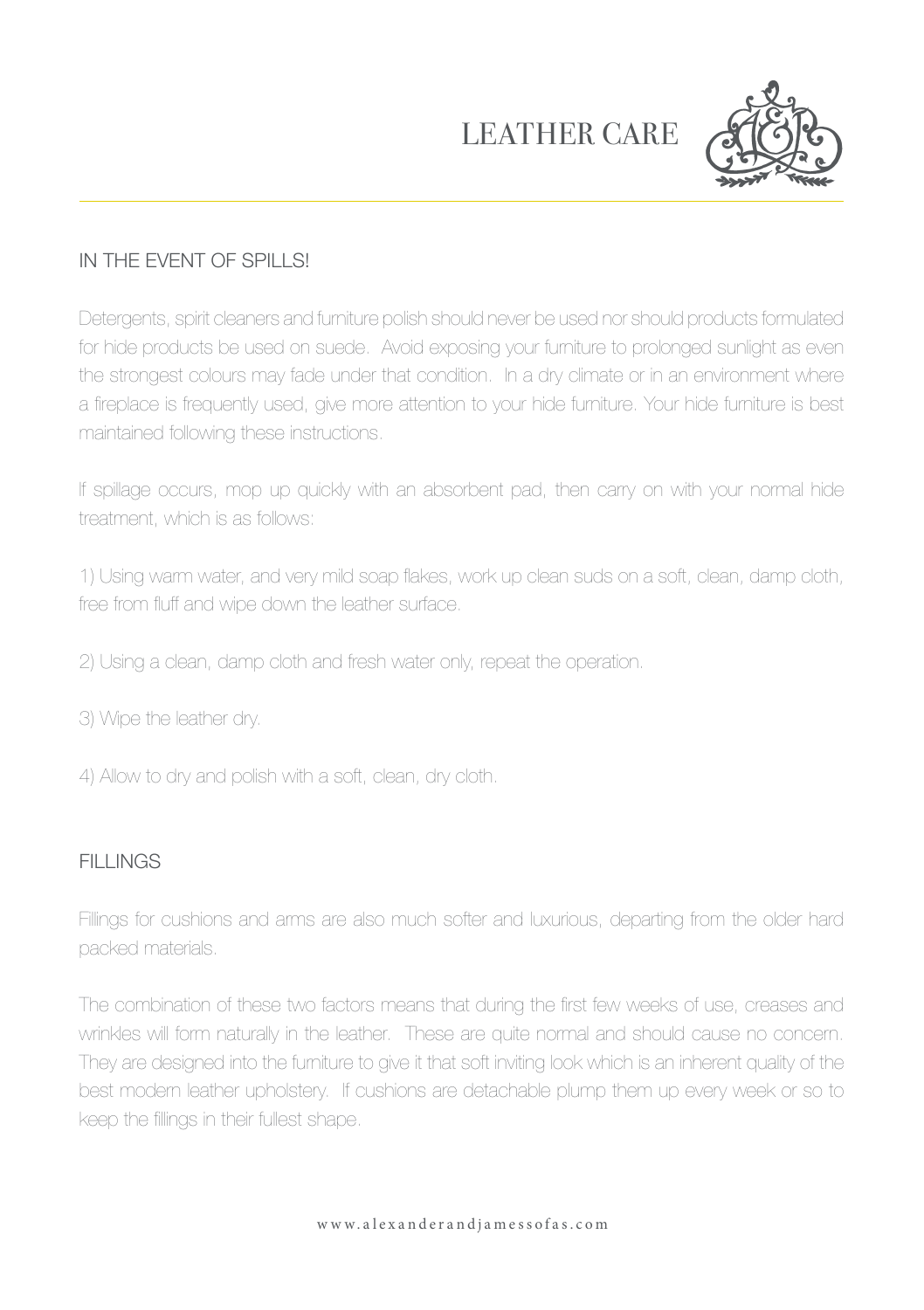# LEATHER CARE

## IN THE EVENT OF SPILLS!

Detergents, spirit cleaners and furniture polish should never be used nor should products formulated for hide products be used on suede. Avoid exposing your furniture to prolonged sunlight as even the strongest colours may fade under that condition. In a dry climate or in an environment where a fireplace is frequently used, give more attention to your hide furniture. Your hide furniture is best maintained following these instructions.

If spillage occurs, mop up quickly with an absorbent pad, then carry on with your normal hide treatment, which is as follows:

1) Using warm water, and very mild soap flakes, work up clean suds on a soft, clean, damp cloth, free from fluff and wipe down the leather surface.

2) Using a clean, damp cloth and fresh water only, repeat the operation.

3) Wipe the leather dry.

4) Allow to dry and polish with a soft, clean, dry cloth.

## FILLINGS

Fillings for cushions and arms are also much softer and luxurious, departing from the older hard packed materials.

The combination of these two factors means that during the first few weeks of use, creases and wrinkles will form naturally in the leather. These are quite normal and should cause no concern. They are designed into the furniture to give it that soft inviting look which is an inherent quality of the best modern leather upholstery. If cushions are detachable plump them up every week or so to keep the fillings in their fullest shape.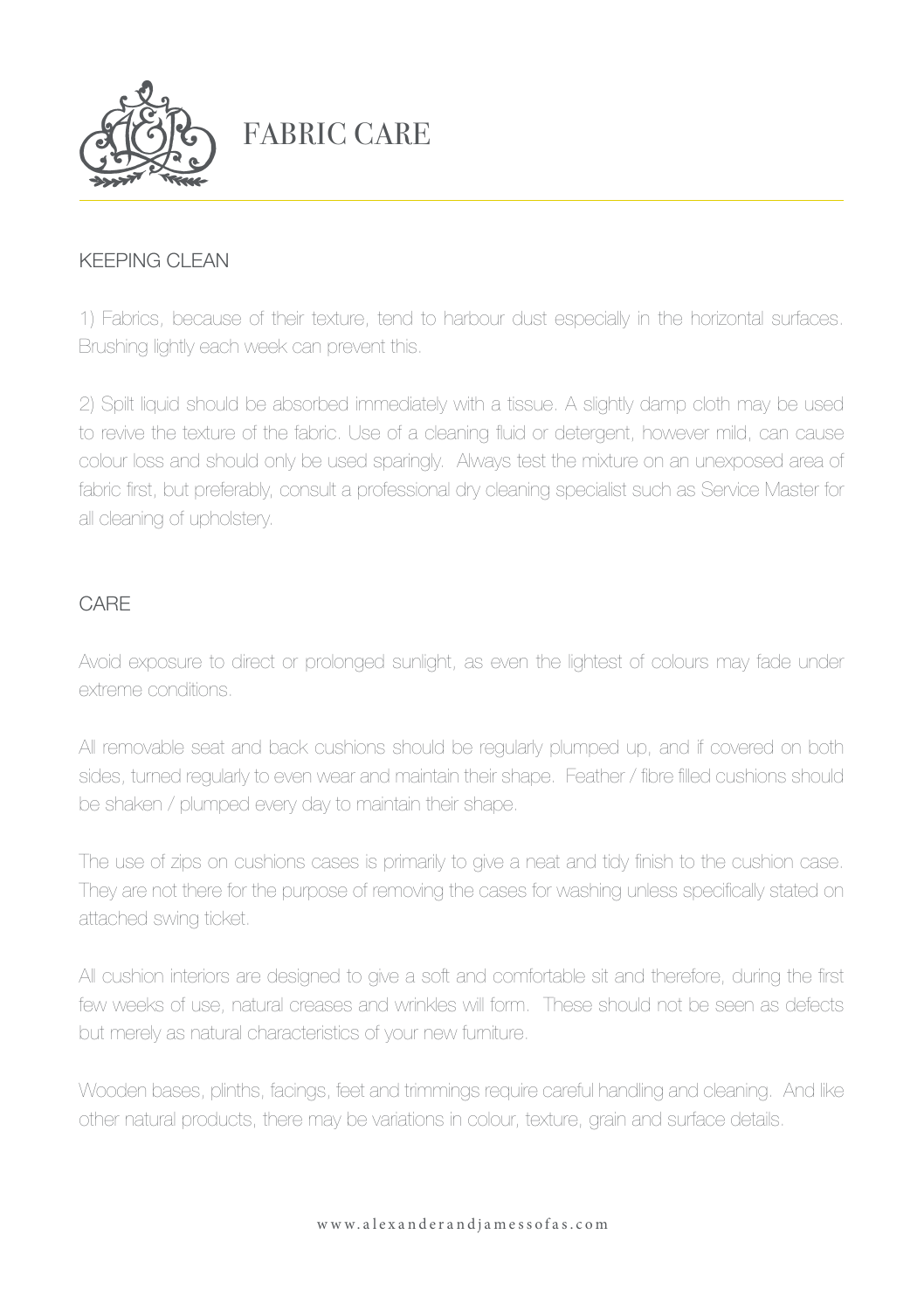# FABRIC CARE

## KEEPING CLEAN

1) Fabrics, because of their texture, tend to harbour dust especially in the horizontal surfaces. Brushing lightly each week can prevent this.

2) Spilt liquid should be absorbed immediately with a tissue. A slightly damp cloth may be used to revive the texture of the fabric. Use of a cleaning fluid or detergent, however mild, can cause colour loss and should only be used sparingly. Always test the mixture on an unexposed area of fabric first, but preferably, consult a professional dry cleaning specialist such as Service Master for all cleaning of upholstery.

## CARE

Avoid exposure to direct or prolonged sunlight, as even the lightest of colours may fade under extreme conditions.

All removable seat and back cushions should be regularly plumped up, and if covered on both sides, turned regularly to even wear and maintain their shape. Feather / fibre filled cushions should be shaken / plumped every day to maintain their shape.

The use of zips on cushions cases is primarily to give a neat and tidy finish to the cushion case. They are not there for the purpose of removing the cases for washing unless specifically stated on attached swing ticket.

All cushion interiors are designed to give a soft and comfortable sit and therefore, during the first few weeks of use, natural creases and wrinkles will form. These should not be seen as defects but merely as natural characteristics of your new furniture.

Wooden bases, plinths, facings, feet and trimmings require careful handling and cleaning. And like other natural products, there may be variations in colour, texture, grain and surface details.

www.alexanderandjamessofas.com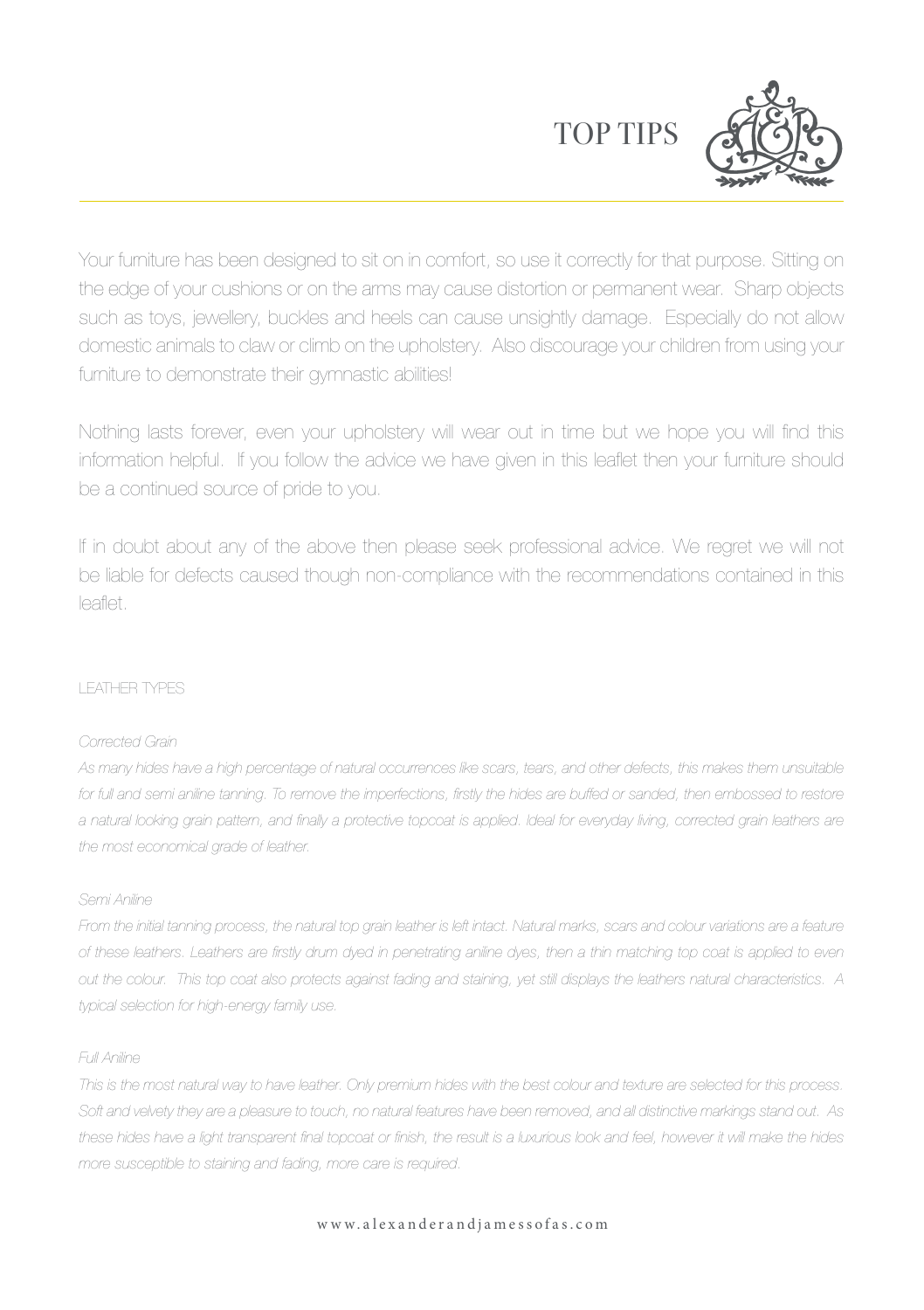# TOP TIPS

Your furniture has been designed to sit on in comfort, so use it correctly for that purpose. Sitting on the edge of your cushions or on the arms may cause distortion or permanent wear. Sharp objects such as toys, jewellery, buckles and heels can cause unsightly damage. Especially do not allow domestic animals to claw or climb on the upholstery. Also discourage your children from using your furniture to demonstrate their gymnastic abilities!

Nothing lasts forever, even your upholstery will wear out in time but we hope you will find this information helpful. If you follow the advice we have given in this leaflet then your furniture should be a continued source of pride to you.

If in doubt about any of the above then please seek professional advice. We regret we will not be liable for defects caused though non-compliance with the recommendations contained in this leaflet.

## LEATHER TYPES

*Corrected Grain*

*As many hides have a high percentage of natural occurrences like scars, tears, and other defects, this makes them unsuitable for full and semi aniline tanning. To remove the imperfections, firstly the hides are buffed or sanded, then embossed to restore a natural looking grain pattern, and finally a protective topcoat is applied. Ideal for everyday living, corrected grain leathers are the most economical grade of leather.*

*Semi Aniline*

*From the initial tanning process, the natural top grain leather is left intact. Natural marks, scars and colour variations are a feature of these leathers. Leathers are firstly drum dyed in penetrating aniline dyes, then a thin matching top coat is applied to even out the colour. This top coat also protects against fading and staining, yet still displays the leathers natural characteristics. A typical selection for high-energy family use.*

*Full Aniline*

*This is the most natural way to have leather. Only premium hides with the best colour and texture are selected for this process. Soft and velvety they are a pleasure to touch, no natural features have been removed, and all distinctive markings stand out. As these hides have a light transparent final topcoat or finish, the result is a luxurious look and feel, however it will make the hides more susceptible to staining and fading, more care is required.*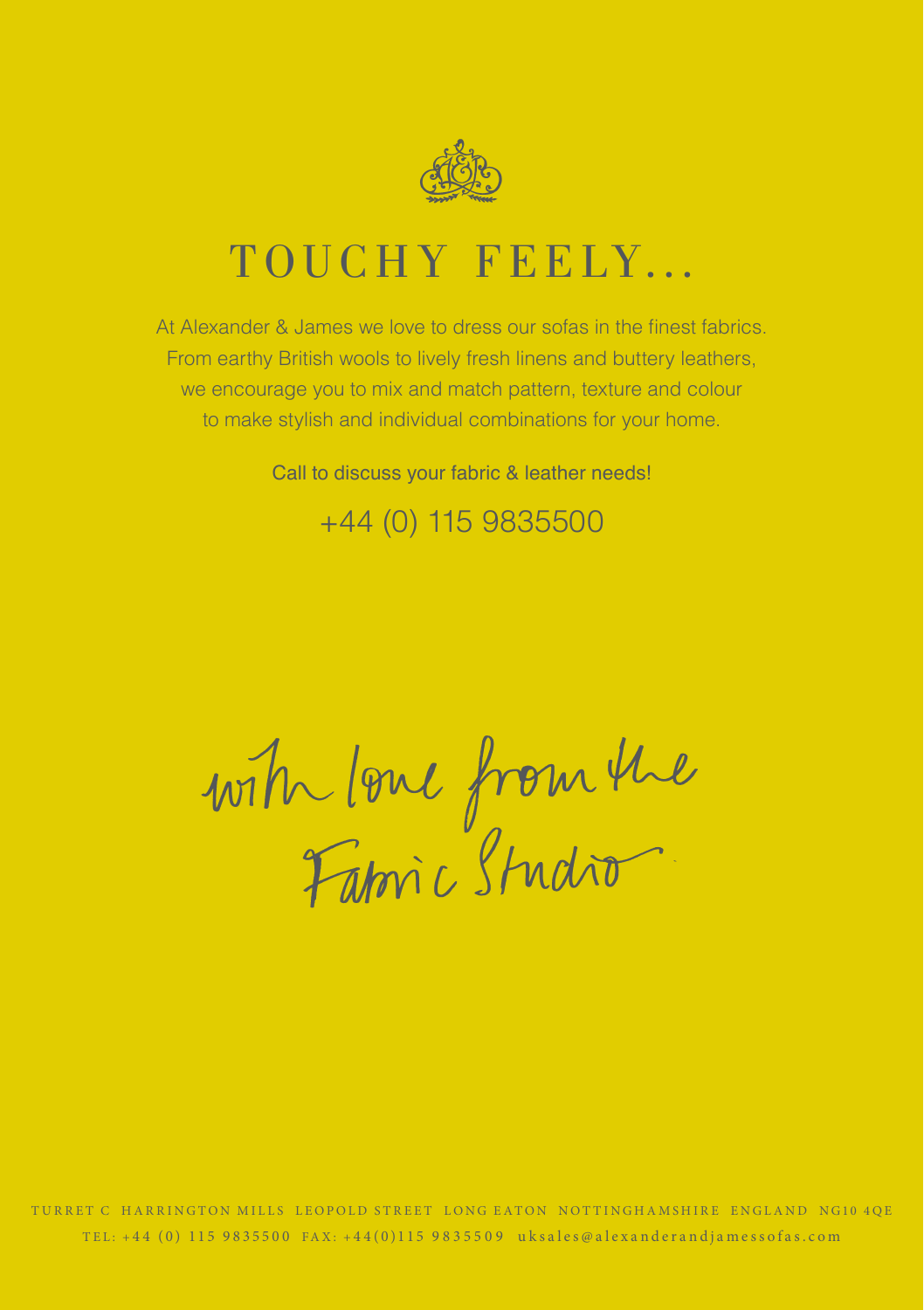# TOUCHY FEELY...

At Alexander & James we love to dress our sofas in the finest fabrics. From earthy British wools to lively fresh linens and buttery leathers, we encourage you to mix and match pattern, texture and colour to make stylish and individual combinations for your home.

Call to discuss your fabric & leather needs!

+44 (0) 115 9835500

with love from the Fabric Studio

TURRET C HARRINGTON MILLS LEOPOLD STREET LONG EATON NOTTINGHAMSHIRE ENGLAND NG10 4QE
TEL: +44 (0) 115 9835500 FAX: +44(0)115 9835509 uksales@alexanderandjamessofas.com